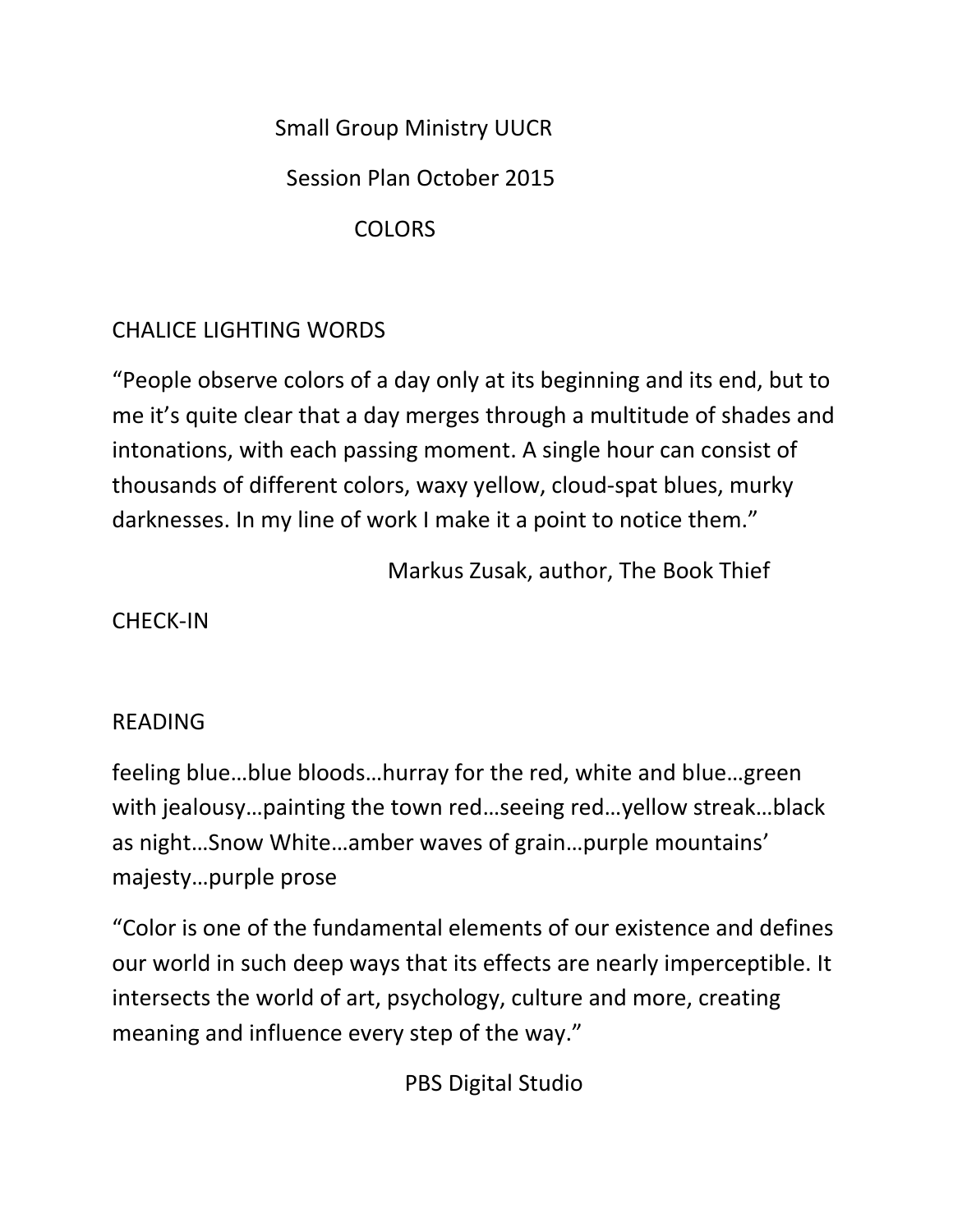# Small Group Ministry UUCR

## Session Plan October 2015

## COLORS

### CHALICE LIGHTING WORDS

"People observe colors of a day only at its beginning and its end, but to me it's quite clear that a day merges through a multitude of shades and intonations, with each passing moment. A single hour can consist of thousands of different colors, waxy yellow, cloud-spat blues, murky darknesses. In my line of work I make it a point to notice them."

Markus Zusak, author, The Book Thief

### CHECK-IN

### READING

feeling blue…blue bloods…hurray for the red, white and blue…green with jealousy…painting the town red…seeing red…yellow streak…black as night…Snow White…amber waves of grain…purple mountains' majesty…purple prose

"Color is one of the fundamental elements of our existence and defines our world in such deep ways that its effects are nearly imperceptible. It intersects the world of art, psychology, culture and more, creating meaning and influence every step of the way."

PBS Digital Studio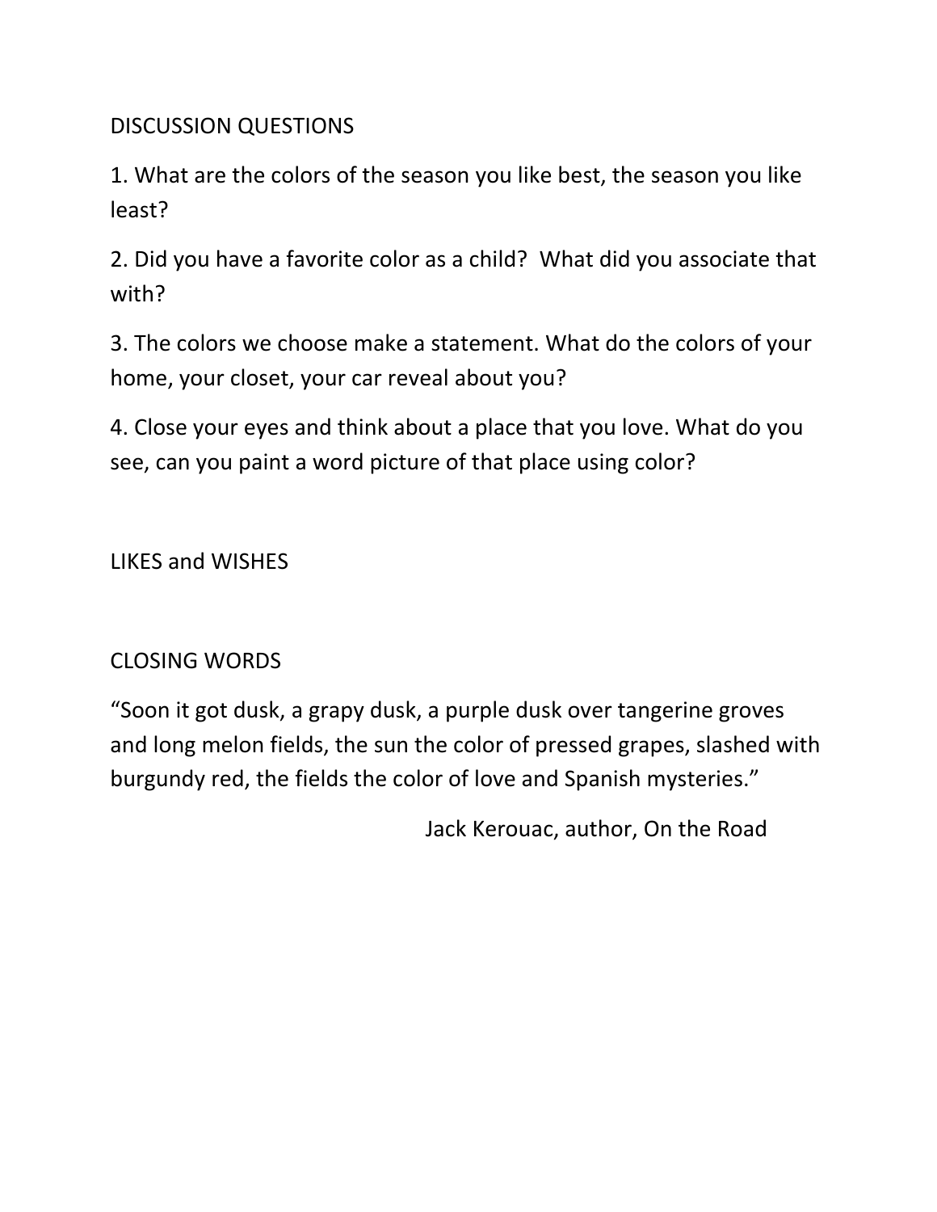## DISCUSSION QUESTIONS

1. What are the colors of the season you like best, the season you like least?

2. Did you have a favorite color as a child? What did you associate that with?

3. The colors we choose make a statement. What do the colors of your home, your closet, your car reveal about you?

4. Close your eyes and think about a place that you love. What do you see, can you paint a word picture of that place using color?

## LIKES and WISHES

## CLOSING WORDS

"Soon it got dusk, a grapy dusk, a purple dusk over tangerine groves and long melon fields, the sun the color of pressed grapes, slashed with burgundy red, the fields the color of love and Spanish mysteries."

Jack Kerouac, author, On the Road